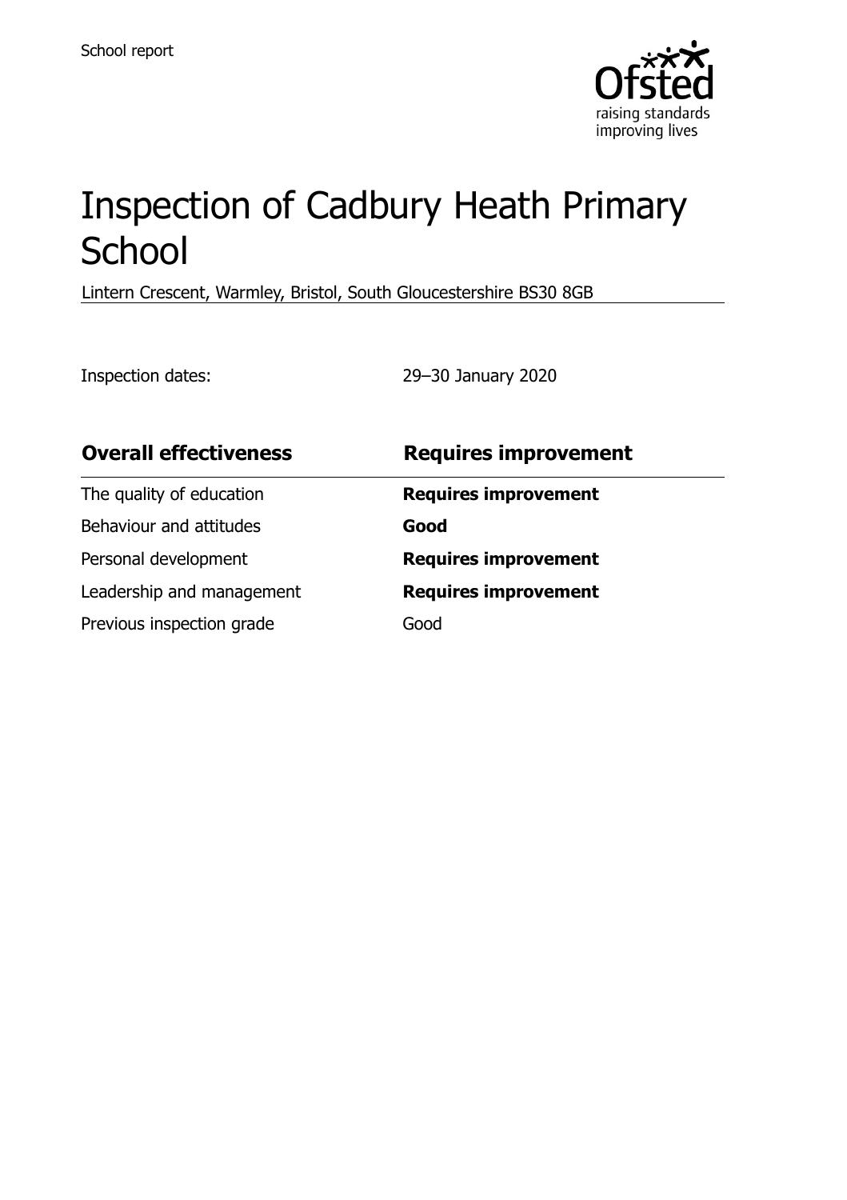School report

# Inspection of Cadbury Heath Primary School

Lintern Crescent, Warmley, Bristol, South Gloucestershire BS30 8GB

Inspection dates: 29–30 January 2020

| **Overall effectiveness** | **Requires improvement** |
| --- | --- |
| The quality of education | **Requires improvement** |
| Behaviour and attitudes | **Good** |
| Personal development | **Requires improvement** |
| Leadership and management | **Requires improvement** |
| Previous inspection grade | Good |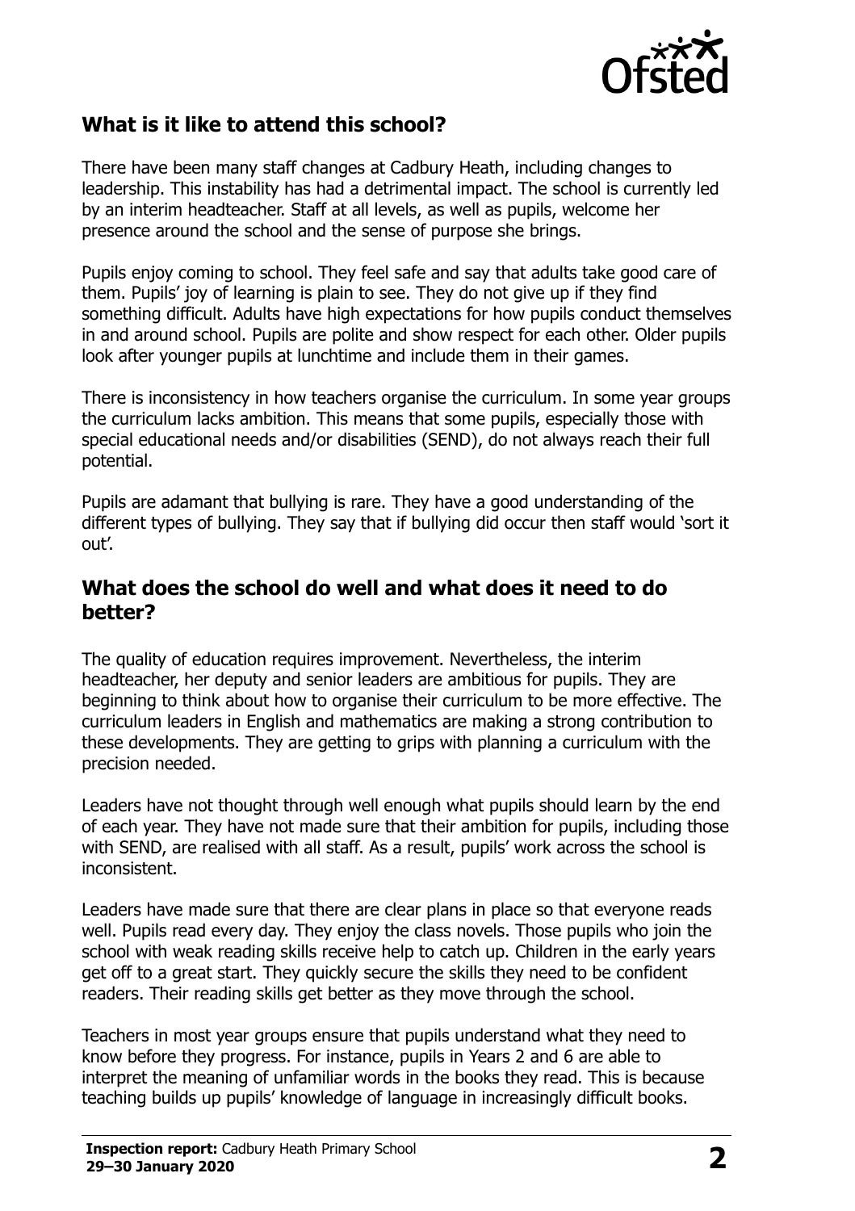## What is it like to attend this school?

There have been many staff changes at Cadbury Heath, including changes to leadership. This instability has had a detrimental impact. The school is currently led by an interim headteacher. Staff at all levels, as well as pupils, welcome her presence around the school and the sense of purpose she brings.

Pupils enjoy coming to school. They feel safe and say that adults take good care of them. Pupils' joy of learning is plain to see. They do not give up if they find something difficult. Adults have high expectations for how pupils conduct themselves in and around school. Pupils are polite and show respect for each other. Older pupils look after younger pupils at lunchtime and include them in their games.

There is inconsistency in how teachers organise the curriculum. In some year groups the curriculum lacks ambition. This means that some pupils, especially those with special educational needs and/or disabilities (SEND), do not always reach their full potential.

Pupils are adamant that bullying is rare. They have a good understanding of the different types of bullying. They say that if bullying did occur then staff would 'sort it out'.

## What does the school do well and what does it need to do better?

The quality of education requires improvement. Nevertheless, the interim headteacher, her deputy and senior leaders are ambitious for pupils. They are beginning to think about how to organise their curriculum to be more effective. The curriculum leaders in English and mathematics are making a strong contribution to these developments. They are getting to grips with planning a curriculum with the precision needed.

Leaders have not thought through well enough what pupils should learn by the end of each year. They have not made sure that their ambition for pupils, including those with SEND, are realised with all staff. As a result, pupils' work across the school is inconsistent.

Leaders have made sure that there are clear plans in place so that everyone reads well. Pupils read every day. They enjoy the class novels. Those pupils who join the school with weak reading skills receive help to catch up. Children in the early years get off to a great start. They quickly secure the skills they need to be confident readers. Their reading skills get better as they move through the school.

Teachers in most year groups ensure that pupils understand what they need to know before they progress. For instance, pupils in Years 2 and 6 are able to interpret the meaning of unfamiliar words in the books they read. This is because teaching builds up pupils' knowledge of language in increasingly difficult books.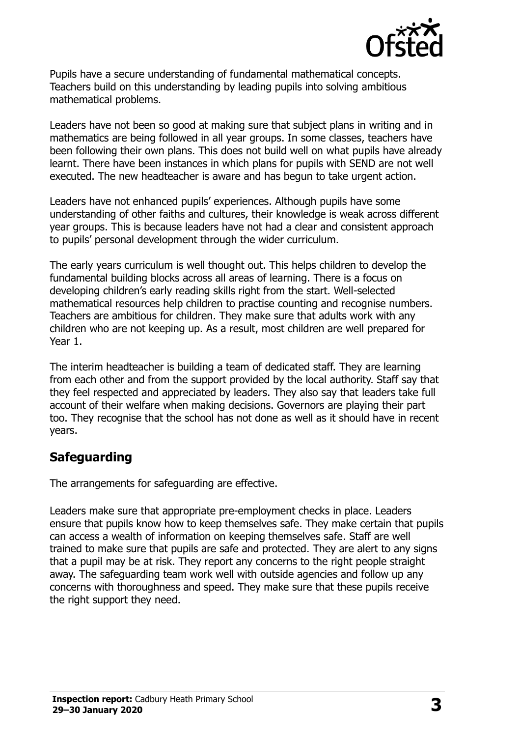Pupils have a secure understanding of fundamental mathematical concepts. Teachers build on this understanding by leading pupils into solving ambitious mathematical problems.

Leaders have not been so good at making sure that subject plans in writing and in mathematics are being followed in all year groups. In some classes, teachers have been following their own plans. This does not build well on what pupils have already learnt. There have been instances in which plans for pupils with SEND are not well executed. The new headteacher is aware and has begun to take urgent action.

Leaders have not enhanced pupils' experiences. Although pupils have some understanding of other faiths and cultures, their knowledge is weak across different year groups. This is because leaders have not had a clear and consistent approach to pupils' personal development through the wider curriculum.

The early years curriculum is well thought out. This helps children to develop the fundamental building blocks across all areas of learning. There is a focus on developing children's early reading skills right from the start. Well-selected mathematical resources help children to practise counting and recognise numbers. Teachers are ambitious for children. They make sure that adults work with any children who are not keeping up. As a result, most children are well prepared for Year 1.

The interim headteacher is building a team of dedicated staff. They are learning from each other and from the support provided by the local authority. Staff say that they feel respected and appreciated by leaders. They also say that leaders take full account of their welfare when making decisions. Governors are playing their part too. They recognise that the school has not done as well as it should have in recent years.

## Safeguarding

The arrangements for safeguarding are effective.

Leaders make sure that appropriate pre-employment checks in place. Leaders ensure that pupils know how to keep themselves safe. They make certain that pupils can access a wealth of information on keeping themselves safe. Staff are well trained to make sure that pupils are safe and protected. They are alert to any signs that a pupil may be at risk. They report any concerns to the right people straight away. The safeguarding team work well with outside agencies and follow up any concerns with thoroughness and speed. They make sure that these pupils receive the right support they need.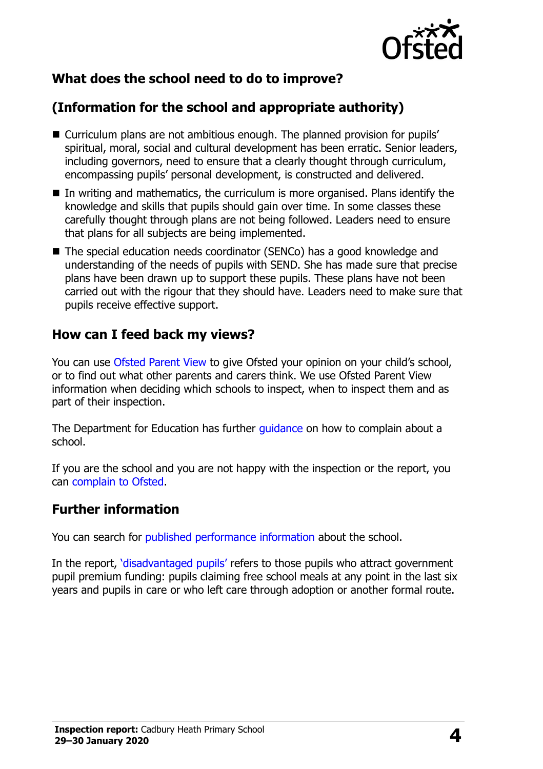## What does the school need to do to improve?

## (Information for the school and appropriate authority)

- Curriculum plans are not ambitious enough. The planned provision for pupils' spiritual, moral, social and cultural development has been erratic. Senior leaders, including governors, need to ensure that a clearly thought through curriculum, encompassing pupils' personal development, is constructed and delivered.
- In writing and mathematics, the curriculum is more organised. Plans identify the knowledge and skills that pupils should gain over time. In some classes these carefully thought through plans are not being followed. Leaders need to ensure that plans for all subjects are being implemented.
- The special education needs coordinator (SENCo) has a good knowledge and understanding of the needs of pupils with SEND. She has made sure that precise plans have been drawn up to support these pupils. These plans have not been carried out with the rigour that they should have. Leaders need to make sure that pupils receive effective support.

## How can I feed back my views?

You can use Ofsted Parent View to give Ofsted your opinion on your child's school, or to find out what other parents and carers think. We use Ofsted Parent View information when deciding which schools to inspect, when to inspect them and as part of their inspection.

The Department for Education has further guidance on how to complain about a school.

If you are the school and you are not happy with the inspection or the report, you can complain to Ofsted.

## Further information

You can search for published performance information about the school.

In the report, 'disadvantaged pupils' refers to those pupils who attract government pupil premium funding: pupils claiming free school meals at any point in the last six years and pupils in care or who left care through adoption or another formal route.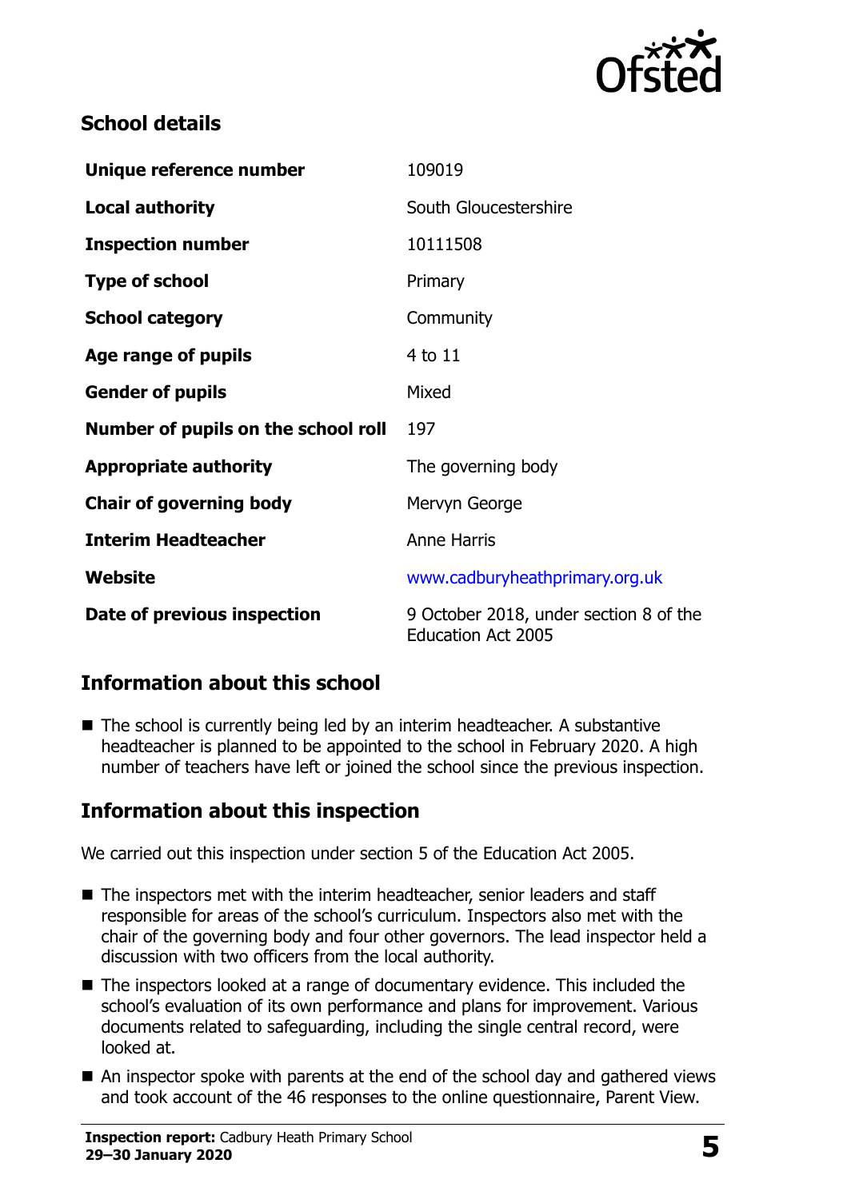## School details

| | |
|---|---|
| **Unique reference number** | 109019 |
| **Local authority** | South Gloucestershire |
| **Inspection number** | 10111508 |
| **Type of school** | Primary |
| **School category** | Community |
| **Age range of pupils** | 4 to 11 |
| **Gender of pupils** | Mixed |
| **Number of pupils on the school roll** | 197 |
| **Appropriate authority** | The governing body |
| **Chair of governing body** | Mervyn George |
| **Interim Headteacher** | Anne Harris |
| **Website** | www.cadburyheathprimary.org.uk |
| **Date of previous inspection** | 9 October 2018, under section 8 of the Education Act 2005 |

## Information about this school

- The school is currently being led by an interim headteacher. A substantive headteacher is planned to be appointed to the school in February 2020. A high number of teachers have left or joined the school since the previous inspection.

## Information about this inspection

We carried out this inspection under section 5 of the Education Act 2005.

- The inspectors met with the interim headteacher, senior leaders and staff responsible for areas of the school's curriculum. Inspectors also met with the chair of the governing body and four other governors. The lead inspector held a discussion with two officers from the local authority.
- The inspectors looked at a range of documentary evidence. This included the school's evaluation of its own performance and plans for improvement. Various documents related to safeguarding, including the single central record, were looked at.
- An inspector spoke with parents at the end of the school day and gathered views and took account of the 46 responses to the online questionnaire, Parent View.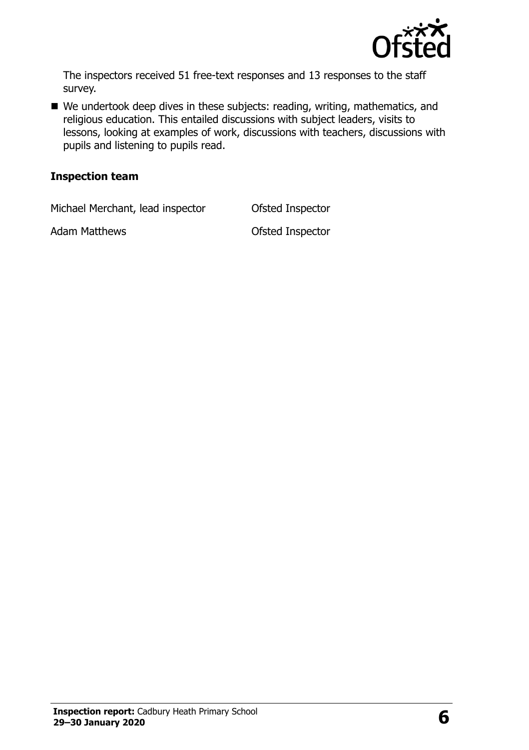The inspectors received 51 free-text responses and 13 responses to the staff survey.

- We undertook deep dives in these subjects: reading, writing, mathematics, and religious education. This entailed discussions with subject leaders, visits to lessons, looking at examples of work, discussions with teachers, discussions with pupils and listening to pupils read.

### Inspection team

| | |
|---|---|
| Michael Merchant, lead inspector | Ofsted Inspector |
| Adam Matthews | Ofsted Inspector |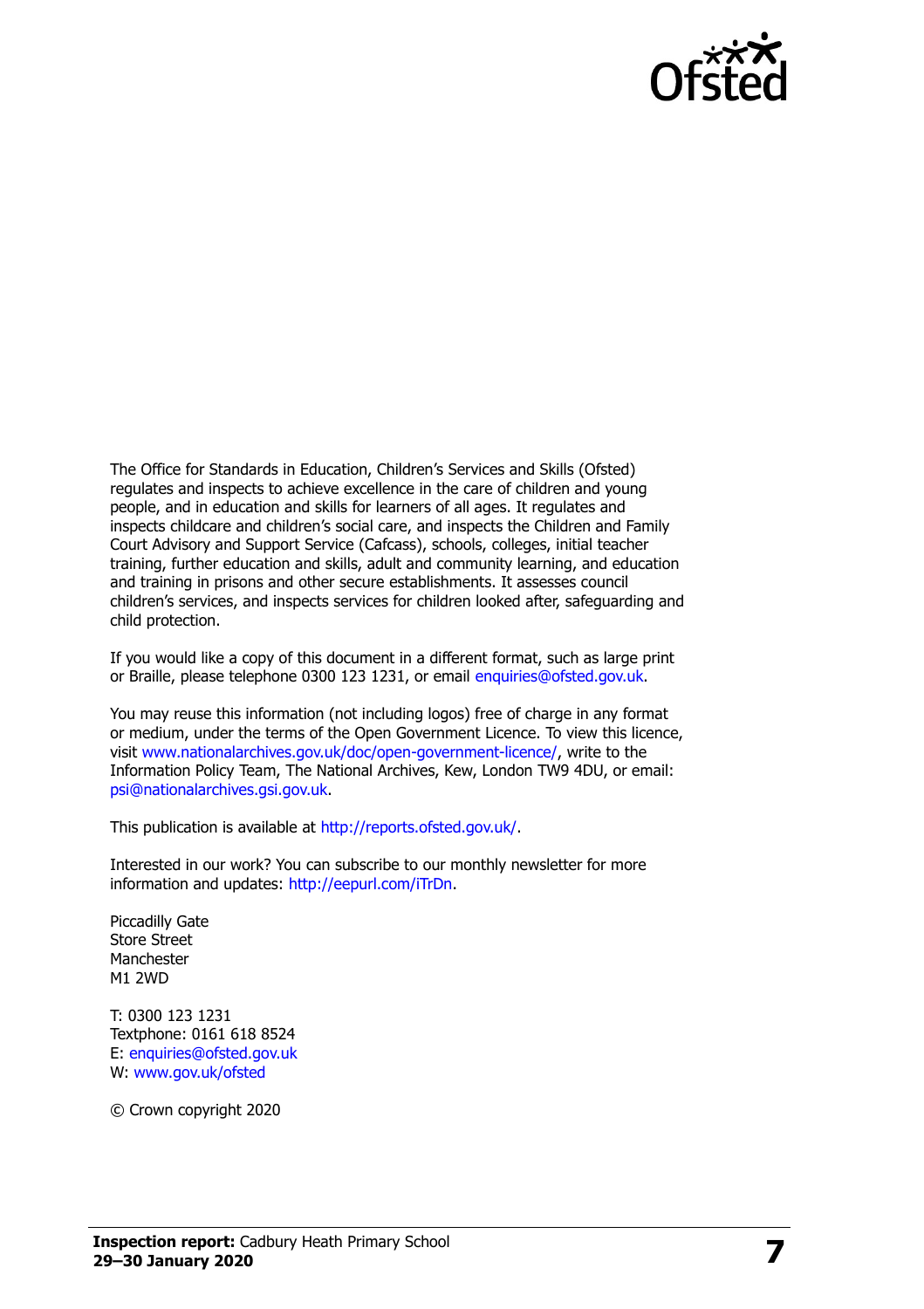The Office for Standards in Education, Children's Services and Skills (Ofsted) regulates and inspects to achieve excellence in the care of children and young people, and in education and skills for learners of all ages. It regulates and inspects childcare and children's social care, and inspects the Children and Family Court Advisory and Support Service (Cafcass), schools, colleges, initial teacher training, further education and skills, adult and community learning, and education and training in prisons and other secure establishments. It assesses council children's services, and inspects services for children looked after, safeguarding and child protection.

If you would like a copy of this document in a different format, such as large print or Braille, please telephone 0300 123 1231, or email enquiries@ofsted.gov.uk.

You may reuse this information (not including logos) free of charge in any format or medium, under the terms of the Open Government Licence. To view this licence, visit www.nationalarchives.gov.uk/doc/open-government-licence/, write to the Information Policy Team, The National Archives, Kew, London TW9 4DU, or email: psi@nationalarchives.gsi.gov.uk.

This publication is available at http://reports.ofsted.gov.uk/.

Interested in our work? You can subscribe to our monthly newsletter for more information and updates: http://eepurl.com/iTrDn.

Piccadilly Gate
Store Street
Manchester
M1 2WD

T: 0300 123 1231
Textphone: 0161 618 8524
E: enquiries@ofsted.gov.uk
W: www.gov.uk/ofsted

© Crown copyright 2020